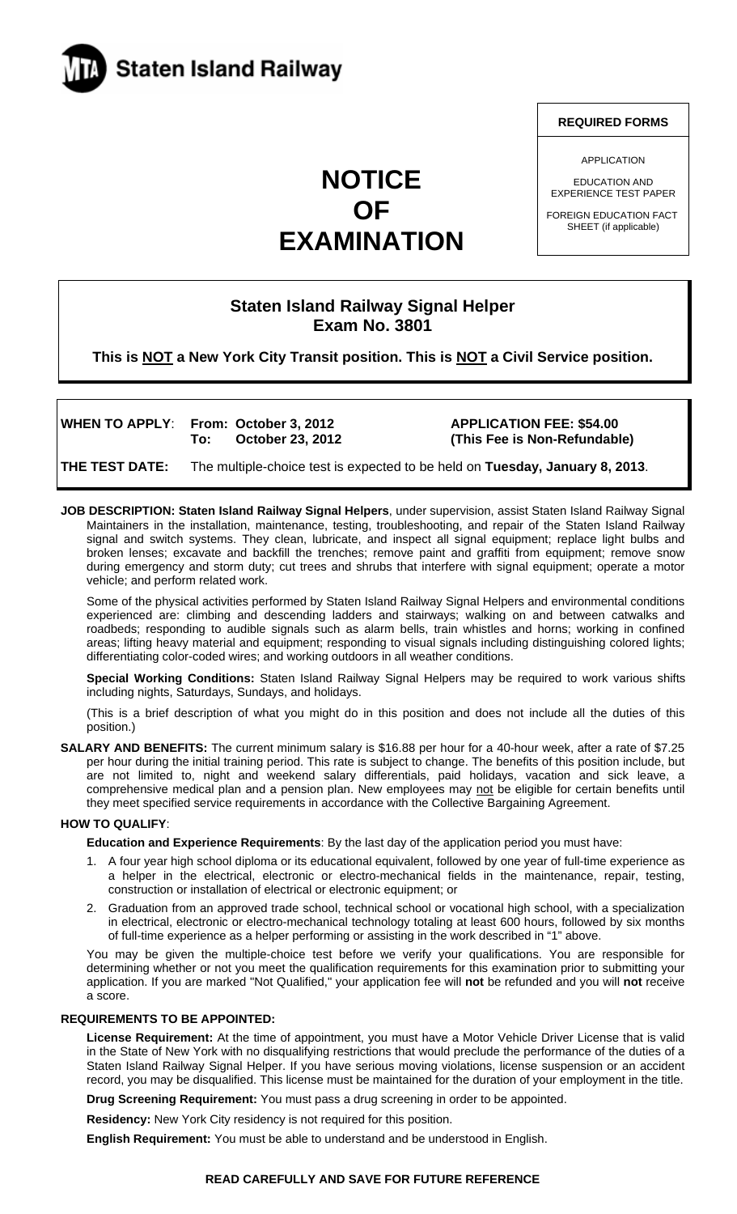Staten Island Railway

**REQUIRED FORMS**

APPLICATION

EDUCATION AND EXPERIENCE TEST PAPER

FOREIGN EDUCATION FACT SHEET (if applicable)

# NOTICE OF EXAMINATION

## Staten Island Railway Signal Helper
## Exam No. 3801

**This is NOT a New York City Transit position. This is NOT a Civil Service position.**

**WHEN TO APPLY:** **From: October 3, 2012** **To: October 23, 2012**

**APPLICATION FEE: $54.00 (This Fee is Non-Refundable)**

**THE TEST DATE:** The multiple-choice test is expected to be held on **Tuesday, January 8, 2013**.

**JOB DESCRIPTION: Staten Island Railway Signal Helpers**, under supervision, assist Staten Island Railway Signal Maintainers in the installation, maintenance, testing, troubleshooting, and repair of the Staten Island Railway signal and switch systems. They clean, lubricate, and inspect all signal equipment; replace light bulbs and broken lenses; excavate and backfill the trenches; remove paint and graffiti from equipment; remove snow during emergency and storm duty; cut trees and shrubs that interfere with signal equipment; operate a motor vehicle; and perform related work.

Some of the physical activities performed by Staten Island Railway Signal Helpers and environmental conditions experienced are: climbing and descending ladders and stairways; walking on and between catwalks and roadbeds; responding to audible signals such as alarm bells, train whistles and horns; working in confined areas; lifting heavy material and equipment; responding to visual signals including distinguishing colored lights; differentiating color-coded wires; and working outdoors in all weather conditions.

**Special Working Conditions:** Staten Island Railway Signal Helpers may be required to work various shifts including nights, Saturdays, Sundays, and holidays.

(This is a brief description of what you might do in this position and does not include all the duties of this position.)

**SALARY AND BENEFITS:** The current minimum salary is $16.88 per hour for a 40-hour week, after a rate of $7.25 per hour during the initial training period. This rate is subject to change. The benefits of this position include, but are not limited to, night and weekend salary differentials, paid holidays, vacation and sick leave, a comprehensive medical plan and a pension plan. New employees may not be eligible for certain benefits until they meet specified service requirements in accordance with the Collective Bargaining Agreement.

**HOW TO QUALIFY**:

**Education and Experience Requirements**: By the last day of the application period you must have:

1. A four year high school diploma or its educational equivalent, followed by one year of full-time experience as a helper in the electrical, electronic or electro-mechanical fields in the maintenance, repair, testing, construction or installation of electrical or electronic equipment; or
2. Graduation from an approved trade school, technical school or vocational high school, with a specialization in electrical, electronic or electro-mechanical technology totaling at least 600 hours, followed by six months of full-time experience as a helper performing or assisting in the work described in "1" above.

You may be given the multiple-choice test before we verify your qualifications. You are responsible for determining whether or not you meet the qualification requirements for this examination prior to submitting your application. If you are marked "Not Qualified," your application fee will **not** be refunded and you will **not** receive a score.

**REQUIREMENTS TO BE APPOINTED:**

**License Requirement:** At the time of appointment, you must have a Motor Vehicle Driver License that is valid in the State of New York with no disqualifying restrictions that would preclude the performance of the duties of a Staten Island Railway Signal Helper. If you have serious moving violations, license suspension or an accident record, you may be disqualified. This license must be maintained for the duration of your employment in the title.

**Drug Screening Requirement:** You must pass a drug screening in order to be appointed.

**Residency:** New York City residency is not required for this position.

**English Requirement:** You must be able to understand and be understood in English.

**READ CAREFULLY AND SAVE FOR FUTURE REFERENCE**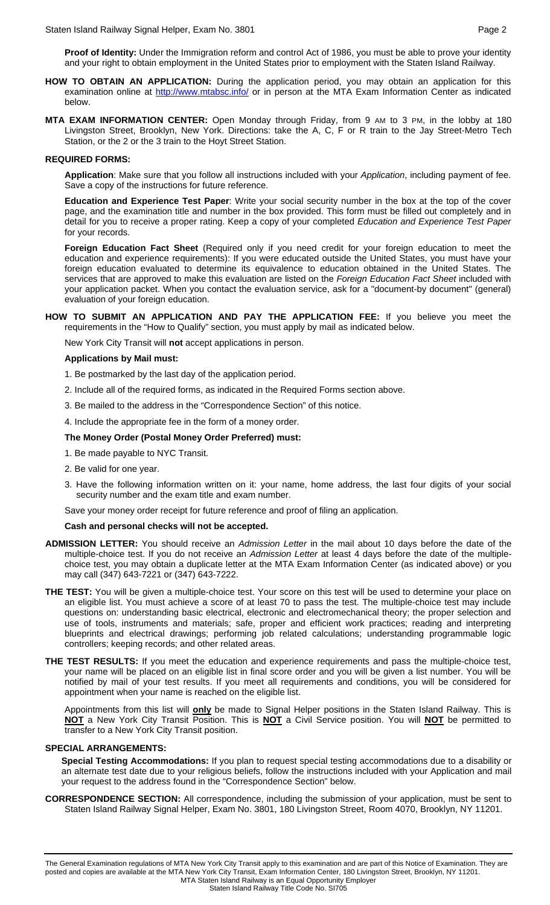**Proof of Identity:** Under the Immigration reform and control Act of 1986, you must be able to prove your identity and your right to obtain employment in the United States prior to employment with the Staten Island Railway.

**HOW TO OBTAIN AN APPLICATION:** During the application period, you may obtain an application for this examination online at http://www.mtabsc.info/ or in person at the MTA Exam Information Center as indicated below.

**MTA EXAM INFORMATION CENTER:** Open Monday through Friday, from 9 AM to 3 PM, in the lobby at 180 Livingston Street, Brooklyn, New York. Directions: take the A, C, F or R train to the Jay Street-Metro Tech Station, or the 2 or the 3 train to the Hoyt Street Station.

**REQUIRED FORMS:**

**Application**: Make sure that you follow all instructions included with your *Application*, including payment of fee. Save a copy of the instructions for future reference.

**Education and Experience Test Paper**: Write your social security number in the box at the top of the cover page, and the examination title and number in the box provided. This form must be filled out completely and in detail for you to receive a proper rating. Keep a copy of your completed *Education and Experience Test Paper* for your records.

**Foreign Education Fact Sheet** (Required only if you need credit for your foreign education to meet the education and experience requirements): If you were educated outside the United States, you must have your foreign education evaluated to determine its equivalence to education obtained in the United States. The services that are approved to make this evaluation are listed on the *Foreign Education Fact Sheet* included with your application packet. When you contact the evaluation service, ask for a "document-by document" (general) evaluation of your foreign education.

**HOW TO SUBMIT AN APPLICATION AND PAY THE APPLICATION FEE:** If you believe you meet the requirements in the "How to Qualify" section, you must apply by mail as indicated below.

New York City Transit will **not** accept applications in person.

**Applications by Mail must:**

1. Be postmarked by the last day of the application period.
2. Include all of the required forms, as indicated in the Required Forms section above.
3. Be mailed to the address in the "Correspondence Section" of this notice.
4. Include the appropriate fee in the form of a money order.

**The Money Order (Postal Money Order Preferred) must:**

1. Be made payable to NYC Transit.
2. Be valid for one year.
3. Have the following information written on it: your name, home address, the last four digits of your social security number and the exam title and exam number.

Save your money order receipt for future reference and proof of filing an application.

**Cash and personal checks will not be accepted.**

**ADMISSION LETTER:** You should receive an *Admission Letter* in the mail about 10 days before the date of the multiple-choice test. If you do not receive an *Admission Letter* at least 4 days before the date of the multiple-choice test, you may obtain a duplicate letter at the MTA Exam Information Center (as indicated above) or you may call (347) 643-7221 or (347) 643-7222.

**THE TEST:** You will be given a multiple-choice test. Your score on this test will be used to determine your place on an eligible list. You must achieve a score of at least 70 to pass the test. The multiple-choice test may include questions on: understanding basic electrical, electronic and electromechanical theory; the proper selection and use of tools, instruments and materials; safe, proper and efficient work practices; reading and interpreting blueprints and electrical drawings; performing job related calculations; understanding programmable logic controllers; keeping records; and other related areas.

**THE TEST RESULTS:** If you meet the education and experience requirements and pass the multiple-choice test, your name will be placed on an eligible list in final score order and you will be given a list number. You will be notified by mail of your test results. If you meet all requirements and conditions, you will be considered for appointment when your name is reached on the eligible list.

Appointments from this list will **only** be made to Signal Helper positions in the Staten Island Railway. This is **NOT** a New York City Transit Position. This is **NOT** a Civil Service position. You will **NOT** be permitted to transfer to a New York City Transit position.

**SPECIAL ARRANGEMENTS:**

**Special Testing Accommodations:** If you plan to request special testing accommodations due to a disability or an alternate test date due to your religious beliefs, follow the instructions included with your Application and mail your request to the address found in the "Correspondence Section" below.

**CORRESPONDENCE SECTION:** All correspondence, including the submission of your application, must be sent to Staten Island Railway Signal Helper, Exam No. 3801, 180 Livingston Street, Room 4070, Brooklyn, NY 11201.

The General Examination regulations of MTA New York City Transit apply to this examination and are part of this Notice of Examination. They are posted and copies are available at the MTA New York City Transit, Exam Information Center, 180 Livingston Street, Brooklyn, NY 11201.
MTA Staten Island Railway is an Equal Opportunity Employer
Staten Island Railway Title Code No. SI705